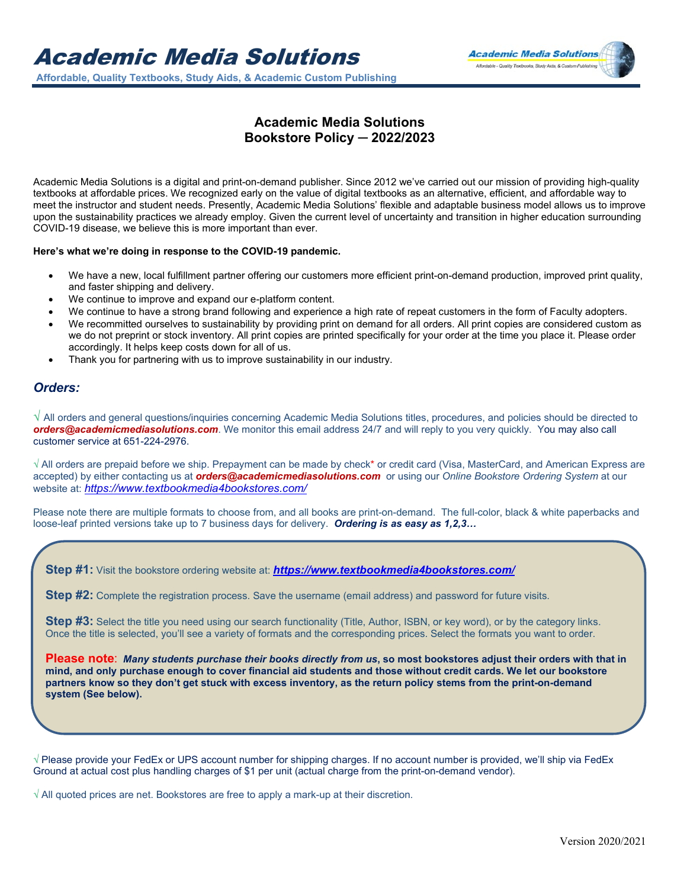# Academic Media Solutions

**Affordable, Quality Textbooks, Study Aids, & Academic Custom Publishing**

## Academic Media Solutions
## Bookstore Policy ─ 2022/2023

Academic Media Solutions is a digital and print-on-demand publisher. Since 2012 we've carried out our mission of providing high-quality textbooks at affordable prices. We recognized early on the value of digital textbooks as an alternative, efficient, and affordable way to meet the instructor and student needs. Presently, Academic Media Solutions' flexible and adaptable business model allows us to improve upon the sustainability practices we already employ. Given the current level of uncertainty and transition in higher education surrounding COVID-19 disease, we believe this is more important than ever.

**Here's what we're doing in response to the COVID-19 pandemic.**

- We have a new, local fulfillment partner offering our customers more efficient print-on-demand production, improved print quality, and faster shipping and delivery.
- We continue to improve and expand our e-platform content.
- We continue to have a strong brand following and experience a high rate of repeat customers in the form of Faculty adopters.
- We recommitted ourselves to sustainability by providing print on demand for all orders. All print copies are considered custom as we do not preprint or stock inventory. All print copies are printed specifically for your order at the time you place it. Please order accordingly. It helps keep costs down for all of us.
- Thank you for partnering with us to improve sustainability in our industry.

### *Orders:*

√ All orders and general questions/inquiries concerning Academic Media Solutions titles, procedures, and policies should be directed to ***orders@academicmediasolutions.com***. We monitor this email address 24/7 and will reply to you very quickly. You may also call customer service at 651-224-2976.

√ All orders are prepaid before we ship. Prepayment can be made by check* or credit card (Visa, MasterCard, and American Express are accepted) by either contacting us at ***orders@academicmediasolutions.com*** or using our *Online Bookstore Ordering System* at our website at: *https://www.textbookmedia4bookstores.com/*

Please note there are multiple formats to choose from, and all books are print-on-demand. The full-color, black & white paperbacks and loose-leaf printed versions take up to 7 business days for delivery. ***Ordering is as easy as 1,2,3…***

**Step #1:** Visit the bookstore ordering website at: ***https://www.textbookmedia4bookstores.com/***

**Step #2:** Complete the registration process. Save the username (email address) and password for future visits.

**Step #3:** Select the title you need using our search functionality (Title, Author, ISBN, or key word), or by the category links. Once the title is selected, you'll see a variety of formats and the corresponding prices. Select the formats you want to order.

**Please note**: ***Many students purchase their books directly from us*, so most bookstores adjust their orders with that in mind, and only purchase enough to cover financial aid students and those without credit cards. We let our bookstore partners know so they don't get stuck with excess inventory, as the return policy stems from the print-on-demand system (See below).**

√ Please provide your FedEx or UPS account number for shipping charges. If no account number is provided, we'll ship via FedEx Ground at actual cost plus handling charges of $1 per unit (actual charge from the print-on-demand vendor).

√ All quoted prices are net. Bookstores are free to apply a mark-up at their discretion.

Version 2020/2021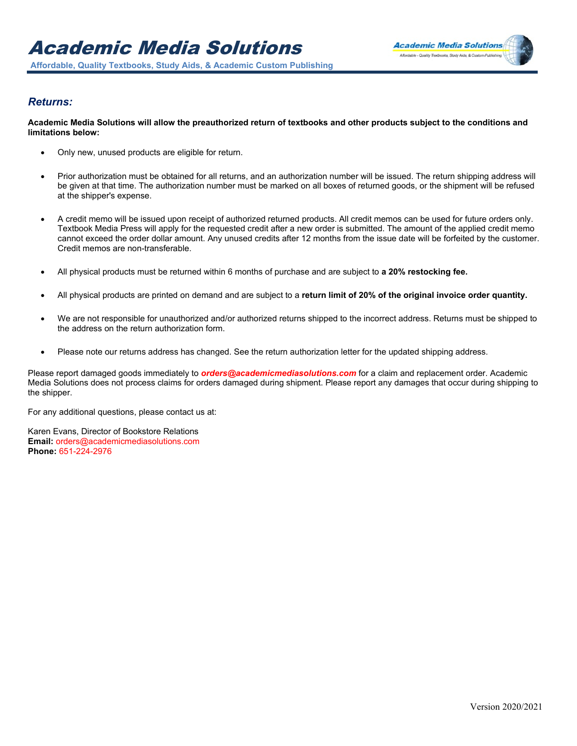# Academic Media Solutions

**Affordable, Quality Textbooks, Study Aids, & Academic Custom Publishing**

## *Returns:*

**Academic Media Solutions will allow the preauthorized return of textbooks and other products subject to the conditions and limitations below:**

- Only new, unused products are eligible for return.
- Prior authorization must be obtained for all returns, and an authorization number will be issued. The return shipping address will be given at that time. The authorization number must be marked on all boxes of returned goods, or the shipment will be refused at the shipper's expense.
- A credit memo will be issued upon receipt of authorized returned products. All credit memos can be used for future orders only. Textbook Media Press will apply for the requested credit after a new order is submitted. The amount of the applied credit memo cannot exceed the order dollar amount. Any unused credits after 12 months from the issue date will be forfeited by the customer. Credit memos are non-transferable.
- All physical products must be returned within 6 months of purchase and are subject to **a 20% restocking fee.**
- All physical products are printed on demand and are subject to a **return limit of 20% of the original invoice order quantity.**
- We are not responsible for unauthorized and/or authorized returns shipped to the incorrect address. Returns must be shipped to the address on the return authorization form.
- Please note our returns address has changed. See the return authorization letter for the updated shipping address.

Please report damaged goods immediately to ***orders@academicmediasolutions.com*** for a claim and replacement order. Academic Media Solutions does not process claims for orders damaged during shipment. Please report any damages that occur during shipping to the shipper.

For any additional questions, please contact us at:

Karen Evans, Director of Bookstore Relations  
**Email:** orders@academicmediasolutions.com  
**Phone:** 651-224-2976

Version 2020/2021